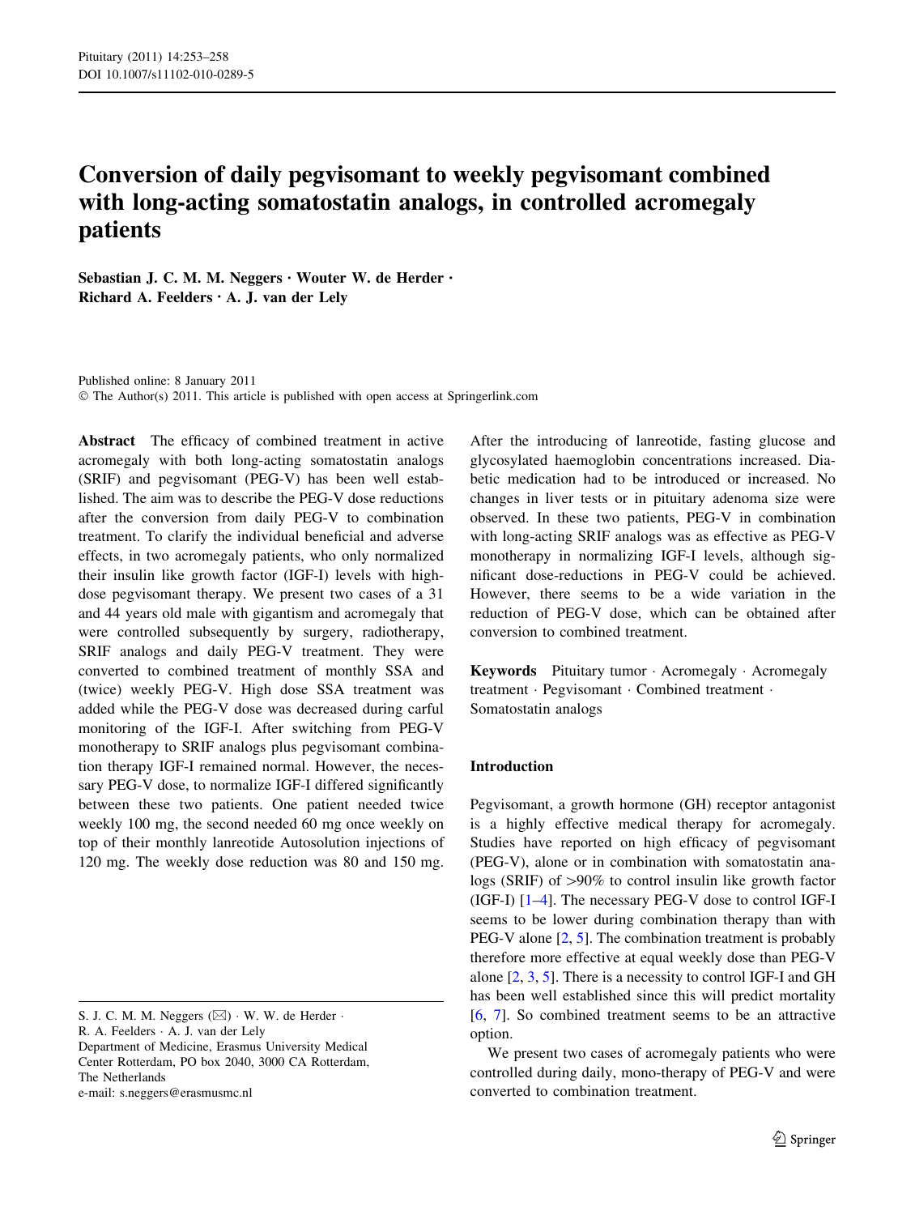# Conversion of daily pegvisomant to weekly pegvisomant combined with long-acting somatostatin analogs, in controlled acromegaly patients

**Sebastian J. C. M. M. Neggers · Wouter W. de Herder · Richard A. Feelders · A. J. van der Lely**

Published online: 8 January 2011
© The Author(s) 2011. This article is published with open access at Springerlink.com

**Abstract** The efficacy of combined treatment in active acromegaly with both long-acting somatostatin analogs (SRIF) and pegvisomant (PEG-V) has been well established. The aim was to describe the PEG-V dose reductions after the conversion from daily PEG-V to combination treatment. To clarify the individual beneficial and adverse effects, in two acromegaly patients, who only normalized their insulin like growth factor (IGF-I) levels with high-dose pegvisomant therapy. We present two cases of a 31 and 44 years old male with gigantism and acromegaly that were controlled subsequently by surgery, radiotherapy, SRIF analogs and daily PEG-V treatment. They were converted to combined treatment of monthly SSA and (twice) weekly PEG-V. High dose SSA treatment was added while the PEG-V dose was decreased during carful monitoring of the IGF-I. After switching from PEG-V monotherapy to SRIF analogs plus pegvisomant combination therapy IGF-I remained normal. However, the necessary PEG-V dose, to normalize IGF-I differed significantly between these two patients. One patient needed twice weekly 100 mg, the second needed 60 mg once weekly on top of their monthly lanreotide Autosolution injections of 120 mg. The weekly dose reduction was 80 and 150 mg. After the introducing of lanreotide, fasting glucose and glycosylated haemoglobin concentrations increased. Diabetic medication had to be introduced or increased. No changes in liver tests or in pituitary adenoma size were observed. In these two patients, PEG-V in combination with long-acting SRIF analogs was as effective as PEG-V monotherapy in normalizing IGF-I levels, although significant dose-reductions in PEG-V could be achieved. However, there seems to be a wide variation in the reduction of PEG-V dose, which can be obtained after conversion to combined treatment.

**Keywords** Pituitary tumor · Acromegaly · Acromegaly treatment · Pegvisomant · Combined treatment · Somatostatin analogs

S. J. C. M. M. Neggers (✉) · W. W. de Herder · R. A. Feelders · A. J. van der Lely
Department of Medicine, Erasmus University Medical Center Rotterdam, PO box 2040, 3000 CA Rotterdam, The Netherlands
e-mail: s.neggers@erasmusmc.nl

## Introduction

Pegvisomant, a growth hormone (GH) receptor antagonist is a highly effective medical therapy for acromegaly. Studies have reported on high efficacy of pegvisomant (PEG-V), alone or in combination with somatostatin analogs (SRIF) of >90% to control insulin like growth factor (IGF-I) [1–4]. The necessary PEG-V dose to control IGF-I seems to be lower during combination therapy than with PEG-V alone [2, 5]. The combination treatment is probably therefore more effective at equal weekly dose than PEG-V alone [2, 3, 5]. There is a necessity to control IGF-I and GH has been well established since this will predict mortality [6, 7]. So combined treatment seems to be an attractive option.

We present two cases of acromegaly patients who were controlled during daily, mono-therapy of PEG-V and were converted to combination treatment.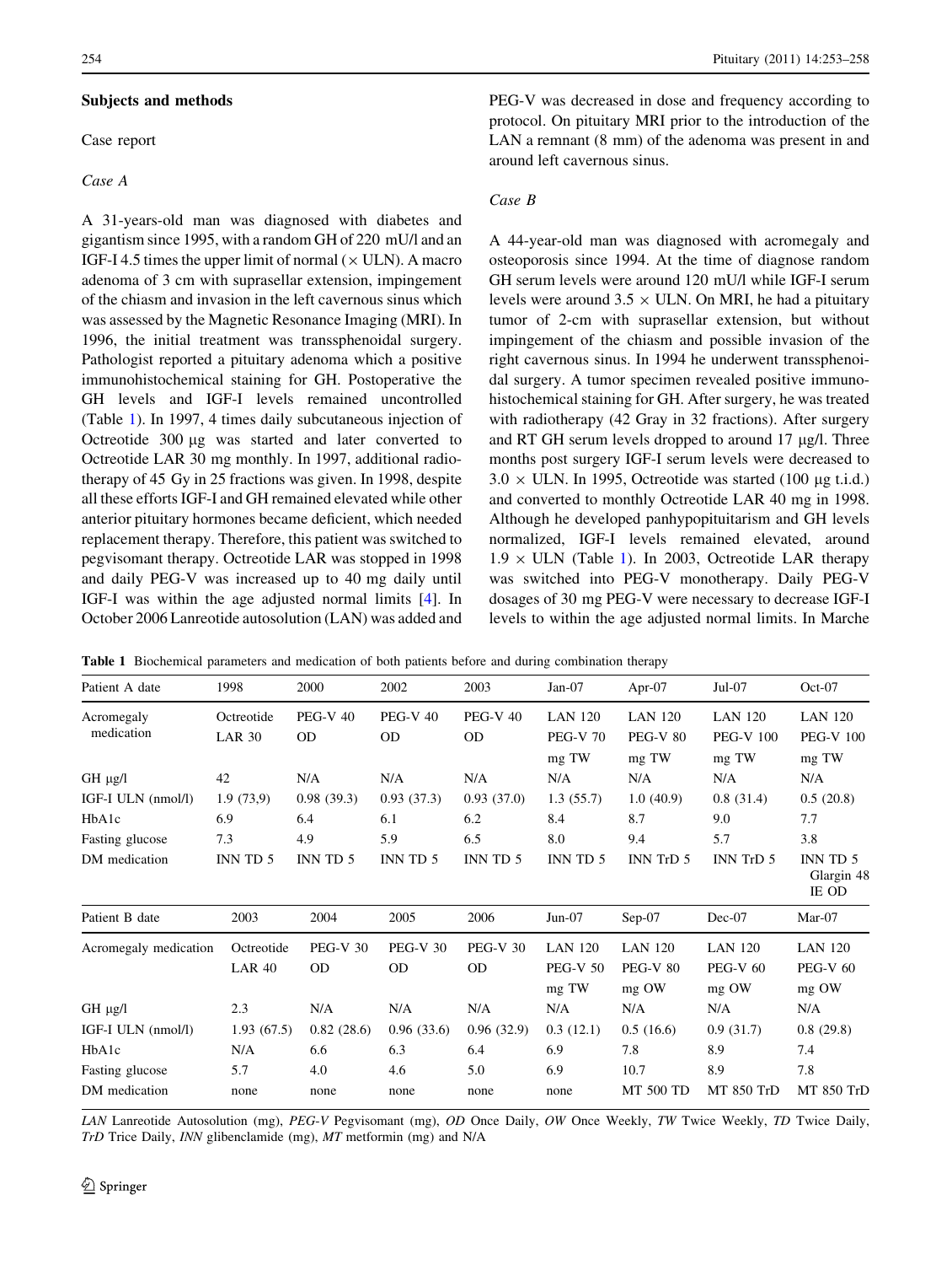## Subjects and methods

### Case report

#### *Case A*

A 31-years-old man was diagnosed with diabetes and gigantism since 1995, with a random GH of 220 mU/l and an IGF-I 4.5 times the upper limit of normal (× ULN). A macro adenoma of 3 cm with suprasellar extension, impingement of the chiasm and invasion in the left cavernous sinus which was assessed by the Magnetic Resonance Imaging (MRI). In 1996, the initial treatment was transsphenoidal surgery. Pathologist reported a pituitary adenoma which a positive immunohistochemical staining for GH. Postoperative the GH levels and IGF-I levels remained uncontrolled (Table 1). In 1997, 4 times daily subcutaneous injection of Octreotide 300 μg was started and later converted to Octreotide LAR 30 mg monthly. In 1997, additional radiotherapy of 45 Gy in 25 fractions was given. In 1998, despite all these efforts IGF-I and GH remained elevated while other anterior pituitary hormones became deficient, which needed replacement therapy. Therefore, this patient was switched to pegvisomant therapy. Octreotide LAR was stopped in 1998 and daily PEG-V was increased up to 40 mg daily until IGF-I was within the age adjusted normal limits [4]. In October 2006 Lanreotide autosolution (LAN) was added and PEG-V was decreased in dose and frequency according to protocol. On pituitary MRI prior to the introduction of the LAN a remnant (8 mm) of the adenoma was present in and around left cavernous sinus.

#### *Case B*

A 44-year-old man was diagnosed with acromegaly and osteoporosis since 1994. At the time of diagnose random GH serum levels were around 120 mU/l while IGF-I serum levels were around 3.5 × ULN. On MRI, he had a pituitary tumor of 2-cm with suprasellar extension, but without impingement of the chiasm and possible invasion of the right cavernous sinus. In 1994 he underwent transsphenoidal surgery. A tumor specimen revealed positive immunohistochemical staining for GH. After surgery, he was treated with radiotherapy (42 Gray in 32 fractions). After surgery and RT GH serum levels dropped to around 17 μg/l. Three months post surgery IGF-I serum levels were decreased to 3.0 × ULN. In 1995, Octreotide was started (100 μg t.i.d.) and converted to monthly Octreotide LAR 40 mg in 1998. Although he developed panhypopituitarism and GH levels normalized, IGF-I levels remained elevated, around 1.9 × ULN (Table 1). In 2003, Octreotide LAR therapy was switched into PEG-V monotherapy. Daily PEG-V dosages of 30 mg PEG-V were necessary to decrease IGF-I levels to within the age adjusted normal limits. In Marche

**Table 1** Biochemical parameters and medication of both patients before and during combination therapy

| Patient A date | 1998 | 2000 | 2002 | 2003 | Jan-07 | Apr-07 | Jul-07 | Oct-07 |
|---|---|---|---|---|---|---|---|---|
| Acromegaly medication | Octreotide LAR 30 | PEG-V 40 OD | PEG-V 40 OD | PEG-V 40 OD | LAN 120 PEG-V 70 mg TW | LAN 120 PEG-V 80 mg TW | LAN 120 PEG-V 100 mg TW | LAN 120 PEG-V 100 mg TW |
| GH μg/l | 42 | N/A | N/A | N/A | N/A | N/A | N/A | N/A |
| IGF-I ULN (nmol/l) | 1.9 (73,9) | 0.98 (39.3) | 0.93 (37.3) | 0.93 (37.0) | 1.3 (55.7) | 1.0 (40.9) | 0.8 (31.4) | 0.5 (20.8) |
| HbA1c | 6.9 | 6.4 | 6.1 | 6.2 | 8.4 | 8.7 | 9.0 | 7.7 |
| Fasting glucose | 7.3 | 4.9 | 5.9 | 6.5 | 8.0 | 9.4 | 5.7 | 3.8 |
| DM medication | INN TD 5 | INN TD 5 | INN TD 5 | INN TD 5 | INN TD 5 | INN TrD 5 | INN TrD 5 | INN TD 5 Glargin 48 IE OD |
| **Patient B date** | **2003** | **2004** | **2005** | **2006** | **Jun-07** | **Sep-07** | **Dec-07** | **Mar-07** |
| Acromegaly medication | Octreotide LAR 40 | PEG-V 30 OD | PEG-V 30 OD | PEG-V 30 OD | LAN 120 PEG-V 50 mg TW | LAN 120 PEG-V 80 mg OW | LAN 120 PEG-V 60 mg OW | LAN 120 PEG-V 60 mg OW |
| GH μg/l | 2.3 | N/A | N/A | N/A | N/A | N/A | N/A | N/A |
| IGF-I ULN (nmol/l) | 1.93 (67.5) | 0.82 (28.6) | 0.96 (33.6) | 0.96 (32.9) | 0.3 (12.1) | 0.5 (16.6) | 0.9 (31.7) | 0.8 (29.8) |
| HbA1c | N/A | 6.6 | 6.3 | 6.4 | 6.9 | 7.8 | 8.9 | 7.4 |
| Fasting glucose | 5.7 | 4.0 | 4.6 | 5.0 | 6.9 | 10.7 | 8.9 | 7.8 |
| DM medication | none | none | none | none | none | MT 500 TD | MT 850 TrD | MT 850 TrD |

*LAN* Lanreotide Autosolution (mg), *PEG-V* Pegvisomant (mg), *OD* Once Daily, *OW* Once Weekly, *TW* Twice Weekly, *TD* Twice Daily, *TrD* Trice Daily, *INN* glibenclamide (mg), *MT* metformin (mg) and N/A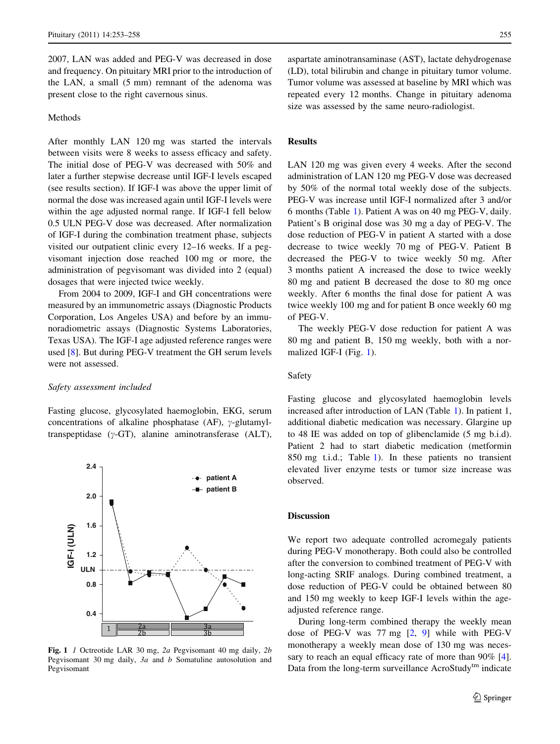2007, LAN was added and PEG-V was decreased in dose and frequency. On pituitary MRI prior to the introduction of the LAN, a small (5 mm) remnant of the adenoma was present close to the right cavernous sinus.

## Methods

After monthly LAN 120 mg was started the intervals between visits were 8 weeks to assess efficacy and safety. The initial dose of PEG-V was decreased with 50% and later a further stepwise decrease until IGF-I levels escaped (see results section). If IGF-I was above the upper limit of normal the dose was increased again until IGF-I levels were within the age adjusted normal range. If IGF-I fell below 0.5 ULN PEG-V dose was decreased. After normalization of IGF-I during the combination treatment phase, subjects visited our outpatient clinic every 12–16 weeks. If a pegvisomant injection dose reached 100 mg or more, the administration of pegvisomant was divided into 2 (equal) dosages that were injected twice weekly.

From 2004 to 2009, IGF-I and GH concentrations were measured by an immunometric assays (Diagnostic Products Corporation, Los Angeles USA) and before by an immunoradiometric assays (Diagnostic Systems Laboratories, Texas USA). The IGF-I age adjusted reference ranges were used [8]. But during PEG-V treatment the GH serum levels were not assessed.

### *Safety assessment included*

Fasting glucose, glycosylated haemoglobin, EKG, serum concentrations of alkaline phosphatase (AF), γ-glutamyl-transpeptidase (γ-GT), alanine aminotransferase (ALT), aspartate aminotransaminase (AST), lactate dehydrogenase (LD), total bilirubin and change in pituitary tumor volume. Tumor volume was assessed at baseline by MRI which was repeated every 12 months. Change in pituitary adenoma size was assessed by the same neuro-radiologist.

**Fig. 1** *1* Octreotide LAR 30 mg, *2a* Pegvisomant 40 mg daily, *2b* Pegvisomant 30 mg daily, *3a* and *b* Somatuline autosolution and Pegvisomant

## Results

LAN 120 mg was given every 4 weeks. After the second administration of LAN 120 mg PEG-V dose was decreased by 50% of the normal total weekly dose of the subjects. PEG-V was increase until IGF-I normalized after 3 and/or 6 months (Table 1). Patient A was on 40 mg PEG-V, daily. Patient's B original dose was 30 mg a day of PEG-V. The dose reduction of PEG-V in patient A started with a dose decrease to twice weekly 70 mg of PEG-V. Patient B decreased the PEG-V to twice weekly 50 mg. After 3 months patient A increased the dose to twice weekly 80 mg and patient B decreased the dose to 80 mg once weekly. After 6 months the final dose for patient A was twice weekly 100 mg and for patient B once weekly 60 mg of PEG-V.

The weekly PEG-V dose reduction for patient A was 80 mg and patient B, 150 mg weekly, both with a normalized IGF-I (Fig. 1).

### Safety

Fasting glucose and glycosylated haemoglobin levels increased after introduction of LAN (Table 1). In patient 1, additional diabetic medication was necessary. Glargine up to 48 IE was added on top of glibenclamide (5 mg b.i.d). Patient 2 had to start diabetic medication (metformin 850 mg t.i.d.; Table 1). In these patients no transient elevated liver enzyme tests or tumor size increase was observed.

## Discussion

We report two adequate controlled acromegaly patients during PEG-V monotherapy. Both could also be controlled after the conversion to combined treatment of PEG-V with long-acting SRIF analogs. During combined treatment, a dose reduction of PEG-V could be obtained between 80 and 150 mg weekly to keep IGF-I levels within the age-adjusted reference range.

During long-term combined therapy the weekly mean dose of PEG-V was 77 mg [2, 9] while with PEG-V monotherapy a weekly mean dose of 130 mg was necessary to reach an equal efficacy rate of more than 90% [4]. Data from the long-term surveillance AcroStudy™ indicate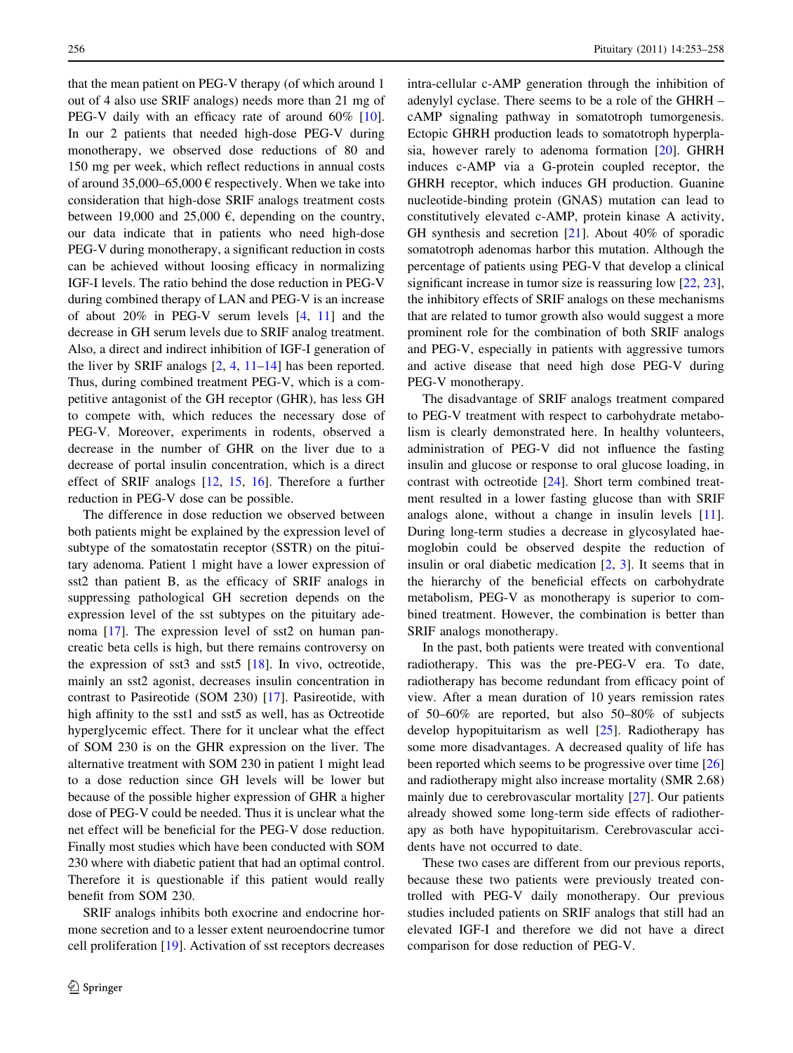that the mean patient on PEG-V therapy (of which around 1 out of 4 also use SRIF analogs) needs more than 21 mg of PEG-V daily with an efficacy rate of around 60% [10]. In our 2 patients that needed high-dose PEG-V during monotherapy, we observed dose reductions of 80 and 150 mg per week, which reflect reductions in annual costs of around 35,000–65,000 € respectively. When we take into consideration that high-dose SRIF analogs treatment costs between 19,000 and 25,000 €, depending on the country, our data indicate that in patients who need high-dose PEG-V during monotherapy, a significant reduction in costs can be achieved without loosing efficacy in normalizing IGF-I levels. The ratio behind the dose reduction in PEG-V during combined therapy of LAN and PEG-V is an increase of about 20% in PEG-V serum levels [4, 11] and the decrease in GH serum levels due to SRIF analog treatment. Also, a direct and indirect inhibition of IGF-I generation of the liver by SRIF analogs [2, 4, 11–14] has been reported. Thus, during combined treatment PEG-V, which is a competitive antagonist of the GH receptor (GHR), has less GH to compete with, which reduces the necessary dose of PEG-V. Moreover, experiments in rodents, observed a decrease in the number of GHR on the liver due to a decrease of portal insulin concentration, which is a direct effect of SRIF analogs [12, 15, 16]. Therefore a further reduction in PEG-V dose can be possible.

The difference in dose reduction we observed between both patients might be explained by the expression level of subtype of the somatostatin receptor (SSTR) on the pituitary adenoma. Patient 1 might have a lower expression of sst2 than patient B, as the efficacy of SRIF analogs in suppressing pathological GH secretion depends on the expression level of the sst subtypes on the pituitary adenoma [17]. The expression level of sst2 on human pancreatic beta cells is high, but there remains controversy on the expression of sst3 and sst5 [18]. In vivo, octreotide, mainly an sst2 agonist, decreases insulin concentration in contrast to Pasireotide (SOM 230) [17]. Pasireotide, with high affinity to the sst1 and sst5 as well, has as Octreotide hyperglycemic effect. There for it unclear what the effect of SOM 230 is on the GHR expression on the liver. The alternative treatment with SOM 230 in patient 1 might lead to a dose reduction since GH levels will be lower but because of the possible higher expression of GHR a higher dose of PEG-V could be needed. Thus it is unclear what the net effect will be beneficial for the PEG-V dose reduction. Finally most studies which have been conducted with SOM 230 where with diabetic patient that had an optimal control. Therefore it is questionable if this patient would really benefit from SOM 230.

SRIF analogs inhibits both exocrine and endocrine hormone secretion and to a lesser extent neuroendocrine tumor cell proliferation [19]. Activation of sst receptors decreases intra-cellular c-AMP generation through the inhibition of adenylyl cyclase. There seems to be a role of the GHRH – cAMP signaling pathway in somatotroph tumorgenesis. Ectopic GHRH production leads to somatotroph hyperplasia, however rarely to adenoma formation [20]. GHRH induces c-AMP via a G-protein coupled receptor, the GHRH receptor, which induces GH production. Guanine nucleotide-binding protein (GNAS) mutation can lead to constitutively elevated c-AMP, protein kinase A activity, GH synthesis and secretion [21]. About 40% of sporadic somatotroph adenomas harbor this mutation. Although the percentage of patients using PEG-V that develop a clinical significant increase in tumor size is reassuring low [22, 23], the inhibitory effects of SRIF analogs on these mechanisms that are related to tumor growth also would suggest a more prominent role for the combination of both SRIF analogs and PEG-V, especially in patients with aggressive tumors and active disease that need high dose PEG-V during PEG-V monotherapy.

The disadvantage of SRIF analogs treatment compared to PEG-V treatment with respect to carbohydrate metabolism is clearly demonstrated here. In healthy volunteers, administration of PEG-V did not influence the fasting insulin and glucose or response to oral glucose loading, in contrast with octreotide [24]. Short term combined treatment resulted in a lower fasting glucose than with SRIF analogs alone, without a change in insulin levels [11]. During long-term studies a decrease in glycosylated haemoglobin could be observed despite the reduction of insulin or oral diabetic medication [2, 3]. It seems that in the hierarchy of the beneficial effects on carbohydrate metabolism, PEG-V as monotherapy is superior to combined treatment. However, the combination is better than SRIF analogs monotherapy.

In the past, both patients were treated with conventional radiotherapy. This was the pre-PEG-V era. To date, radiotherapy has become redundant from efficacy point of view. After a mean duration of 10 years remission rates of 50–60% are reported, but also 50–80% of subjects develop hypopituitarism as well [25]. Radiotherapy has some more disadvantages. A decreased quality of life has been reported which seems to be progressive over time [26] and radiotherapy might also increase mortality (SMR 2.68) mainly due to cerebrovascular mortality [27]. Our patients already showed some long-term side effects of radiotherapy as both have hypopituitarism. Cerebrovascular accidents have not occurred to date.

These two cases are different from our previous reports, because these two patients were previously treated controlled with PEG-V daily monotherapy. Our previous studies included patients on SRIF analogs that still had an elevated IGF-I and therefore we did not have a direct comparison for dose reduction of PEG-V.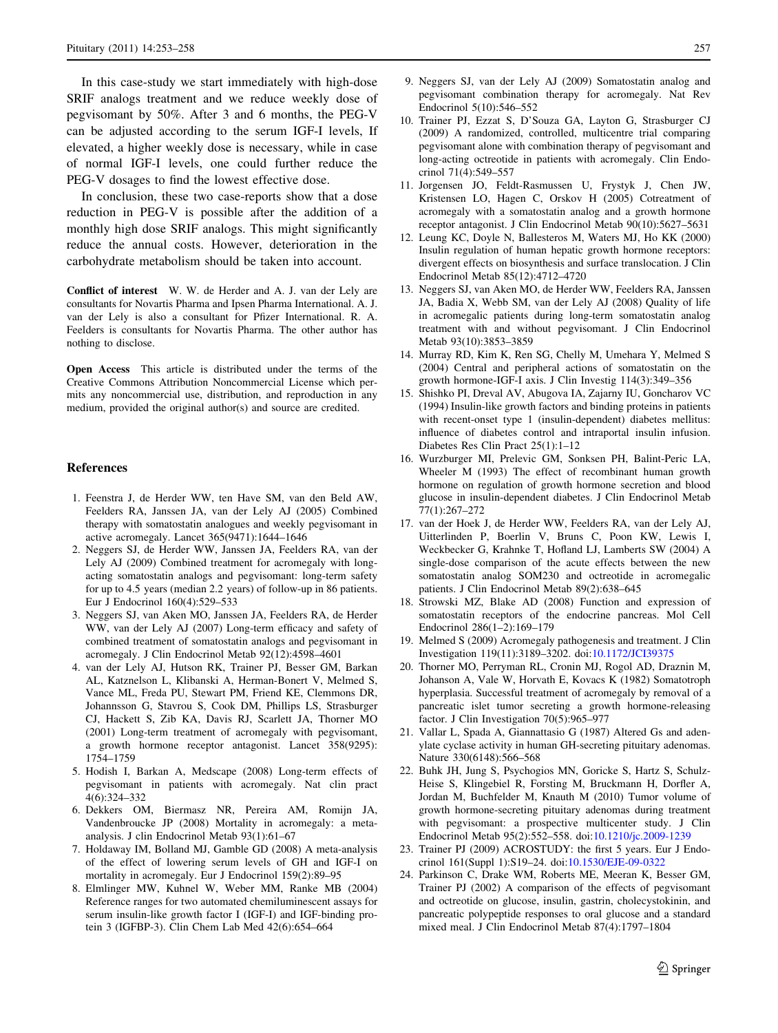In this case-study we start immediately with high-dose SRIF analogs treatment and we reduce weekly dose of pegvisomant by 50%. After 3 and 6 months, the PEG-V can be adjusted according to the serum IGF-I levels, If elevated, a higher weekly dose is necessary, while in case of normal IGF-I levels, one could further reduce the PEG-V dosages to find the lowest effective dose.

In conclusion, these two case-reports show that a dose reduction in PEG-V is possible after the addition of a monthly high dose SRIF analogs. This might significantly reduce the annual costs. However, deterioration in the carbohydrate metabolism should be taken into account.

**Conflict of interest** W. W. de Herder and A. J. van der Lely are consultants for Novartis Pharma and Ipsen Pharma International. A. J. van der Lely is also a consultant for Pfizer International. R. A. Feelders is consultants for Novartis Pharma. The other author has nothing to disclose.

**Open Access** This article is distributed under the terms of the Creative Commons Attribution Noncommercial License which permits any noncommercial use, distribution, and reproduction in any medium, provided the original author(s) and source are credited.

## References

1. Feenstra J, de Herder WW, ten Have SM, van den Beld AW, Feelders RA, Janssen JA, van der Lely AJ (2005) Combined therapy with somatostatin analogues and weekly pegvisomant in active acromegaly. Lancet 365(9471):1644–1646
2. Neggers SJ, de Herder WW, Janssen JA, Feelders RA, van der Lely AJ (2009) Combined treatment for acromegaly with long-acting somatostatin analogs and pegvisomant: long-term safety for up to 4.5 years (median 2.2 years) of follow-up in 86 patients. Eur J Endocrinol 160(4):529–533
3. Neggers SJ, van Aken MO, Janssen JA, Feelders RA, de Herder WW, van der Lely AJ (2007) Long-term efficacy and safety of combined treatment of somatostatin analogs and pegvisomant in acromegaly. J Clin Endocrinol Metab 92(12):4598–4601
4. van der Lely AJ, Hutson RK, Trainer PJ, Besser GM, Barkan AL, Katznelson L, Klibanski A, Herman-Bonert V, Melmed S, Vance ML, Freda PU, Stewart PM, Friend KE, Clemmons DR, Johannsson G, Stavrou S, Cook DM, Phillips LS, Strasburger CJ, Hackett S, Zib KA, Davis RJ, Scarlett JA, Thorner MO (2001) Long-term treatment of acromegaly with pegvisomant, a growth hormone receptor antagonist. Lancet 358(9295): 1754–1759
5. Hodish I, Barkan A, Medscape (2008) Long-term effects of pegvisomant in patients with acromegaly. Nat clin pract 4(6):324–332
6. Dekkers OM, Biermasz NR, Pereira AM, Romijn JA, Vandenbroucke JP (2008) Mortality in acromegaly: a meta-analysis. J clin Endocrinol Metab 93(1):61–67
7. Holdaway IM, Bolland MJ, Gamble GD (2008) A meta-analysis of the effect of lowering serum levels of GH and IGF-I on mortality in acromegaly. Eur J Endocrinol 159(2):89–95
8. Elmlinger MW, Kuhnel W, Weber MM, Ranke MB (2004) Reference ranges for two automated chemiluminescent assays for serum insulin-like growth factor I (IGF-I) and IGF-binding protein 3 (IGFBP-3). Clin Chem Lab Med 42(6):654–664
9. Neggers SJ, van der Lely AJ (2009) Somatostatin analog and pegvisomant combination therapy for acromegaly. Nat Rev Endocrinol 5(10):546–552
10. Trainer PJ, Ezzat S, D'Souza GA, Layton G, Strasburger CJ (2009) A randomized, controlled, multicentre trial comparing pegvisomant alone with combination therapy of pegvisomant and long-acting octreotide in patients with acromegaly. Clin Endocrinol 71(4):549–557
11. Jorgensen JO, Feldt-Rasmussen U, Frystyk J, Chen JW, Kristensen LO, Hagen C, Orskov H (2005) Cotreatment of acromegaly with a somatostatin analog and a growth hormone receptor antagonist. J Clin Endocrinol Metab 90(10):5627–5631
12. Leung KC, Doyle N, Ballesteros M, Waters MJ, Ho KK (2000) Insulin regulation of human hepatic growth hormone receptors: divergent effects on biosynthesis and surface translocation. J Clin Endocrinol Metab 85(12):4712–4720
13. Neggers SJ, van Aken MO, de Herder WW, Feelders RA, Janssen JA, Badia X, Webb SM, van der Lely AJ (2008) Quality of life in acromegalic patients during long-term somatostatin analog treatment with and without pegvisomant. J Clin Endocrinol Metab 93(10):3853–3859
14. Murray RD, Kim K, Ren SG, Chelly M, Umehara Y, Melmed S (2004) Central and peripheral actions of somatostatin on the growth hormone-IGF-I axis. J Clin Investig 114(3):349–356
15. Shishko PI, Dreval AV, Abugova IA, Zajarny IU, Goncharov VC (1994) Insulin-like growth factors and binding proteins in patients with recent-onset type 1 (insulin-dependent) diabetes mellitus: influence of diabetes control and intraportal insulin infusion. Diabetes Res Clin Pract 25(1):1–12
16. Wurzburger MI, Prelevic GM, Sonksen PH, Balint-Peric LA, Wheeler M (1993) The effect of recombinant human growth hormone on regulation of growth hormone secretion and blood glucose in insulin-dependent diabetes. J Clin Endocrinol Metab 77(1):267–272
17. van der Hoek J, de Herder WW, Feelders RA, van der Lely AJ, Uitterlinden P, Boerlin V, Bruns C, Poon KW, Lewis I, Weckbecker G, Krahnke T, Hofland LJ, Lamberts SW (2004) A single-dose comparison of the acute effects between the new somatostatin analog SOM230 and octreotide in acromegalic patients. J Clin Endocrinol Metab 89(2):638–645
18. Strowski MZ, Blake AD (2008) Function and expression of somatostatin receptors of the endocrine pancreas. Mol Cell Endocrinol 286(1–2):169–179
19. Melmed S (2009) Acromegaly pathogenesis and treatment. J Clin Investigation 119(11):3189–3202. doi:10.1172/JCI39375
20. Thorner MO, Perryman RL, Cronin MJ, Rogol AD, Draznin M, Johanson A, Vale W, Horvath E, Kovacs K (1982) Somatotroph hyperplasia. Successful treatment of acromegaly by removal of a pancreatic islet tumor secreting a growth hormone-releasing factor. J Clin Investigation 70(5):965–977
21. Vallar L, Spada A, Giannattasio G (1987) Altered Gs and adenylate cyclase activity in human GH-secreting pituitary adenomas. Nature 330(6148):566–568
22. Buhk JH, Jung S, Psychogios MN, Goricke S, Hartz S, Schulz-Heise S, Klingebiel R, Forsting M, Bruckmann H, Dorfler A, Jordan M, Buchfelder M, Knauth M (2010) Tumor volume of growth hormone-secreting pituitary adenomas during treatment with pegvisomant: a prospective multicenter study. J Clin Endocrinol Metab 95(2):552–558. doi:10.1210/jc.2009-1239
23. Trainer PJ (2009) ACROSTUDY: the first 5 years. Eur J Endocrinol 161(Suppl 1):S19–24. doi:10.1530/EJE-09-0322
24. Parkinson C, Drake WM, Roberts ME, Meeran K, Besser GM, Trainer PJ (2002) A comparison of the effects of pegvisomant and octreotide on glucose, insulin, gastrin, cholecystokinin, and pancreatic polypeptide responses to oral glucose and a standard mixed meal. J Clin Endocrinol Metab 87(4):1797–1804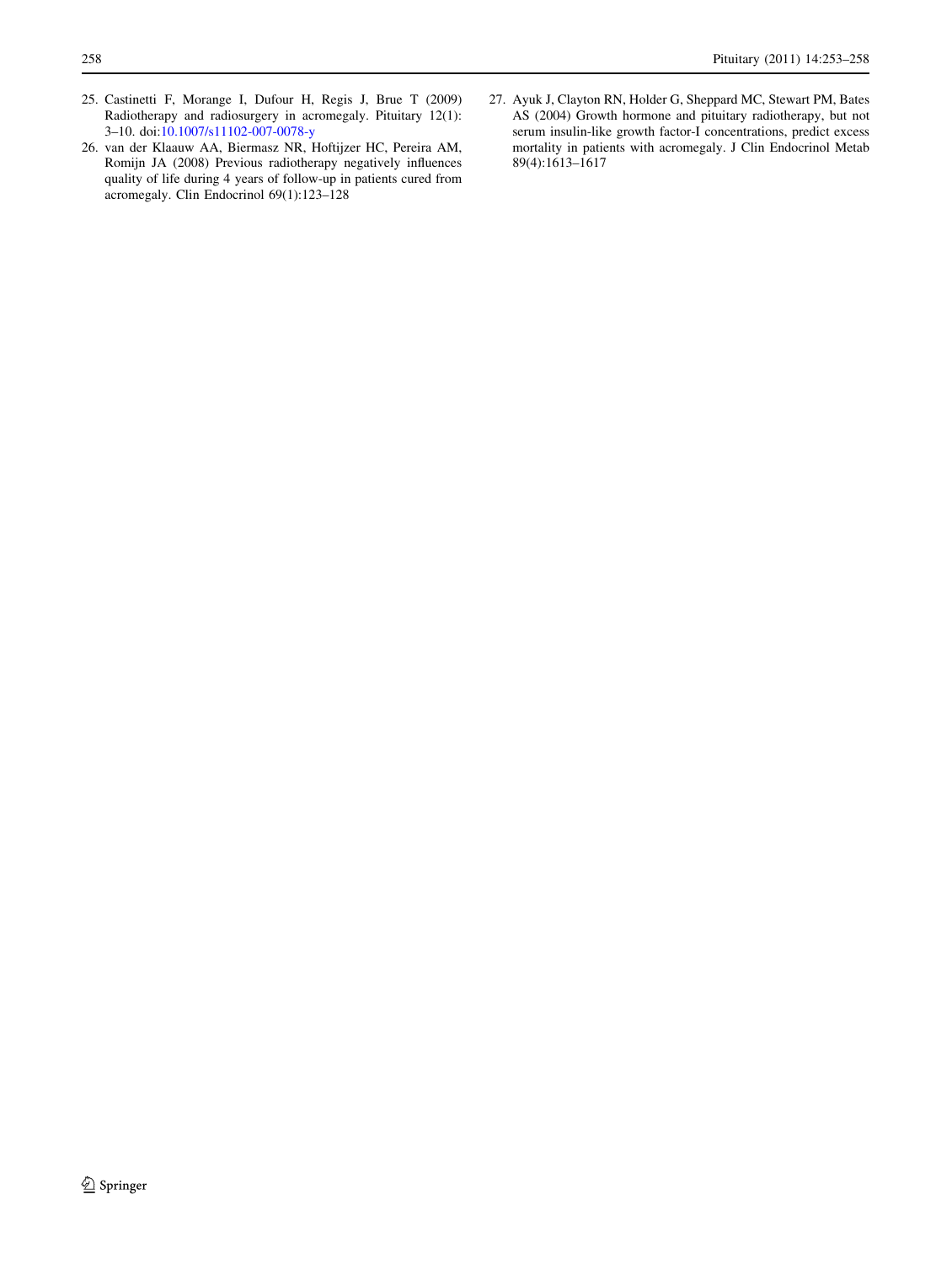25. Castinetti F, Morange I, Dufour H, Regis J, Brue T (2009) Radiotherapy and radiosurgery in acromegaly. Pituitary 12(1): 3–10. doi:10.1007/s11102-007-0078-y
26. van der Klaauw AA, Biermasz NR, Hoftijzer HC, Pereira AM, Romijn JA (2008) Previous radiotherapy negatively influences quality of life during 4 years of follow-up in patients cured from acromegaly. Clin Endocrinol 69(1):123–128
27. Ayuk J, Clayton RN, Holder G, Sheppard MC, Stewart PM, Bates AS (2004) Growth hormone and pituitary radiotherapy, but not serum insulin-like growth factor-I concentrations, predict excess mortality in patients with acromegaly. J Clin Endocrinol Metab 89(4):1613–1617